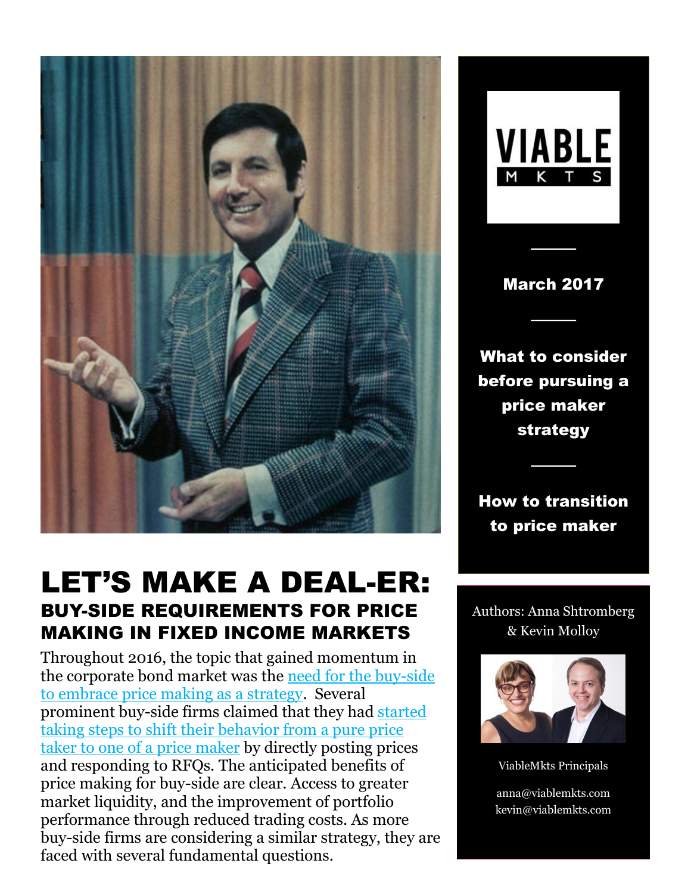# LET'S MAKE A DEAL-ER:

## BUY-SIDE REQUIREMENTS FOR PRICE MAKING IN FIXED INCOME MARKETS

Throughout 2016, the topic that gained momentum in the corporate bond market was the need for the buy-side to embrace price making as a strategy. Several prominent buy-side firms claimed that they had started taking steps to shift their behavior from a pure price taker to one of a price maker by directly posting prices and responding to RFQs. The anticipated benefits of price making for buy-side are clear. Access to greater market liquidity, and the improvement of portfolio performance through reduced trading costs. As more buy-side firms are considering a similar strategy, they are faced with several fundamental questions.

VIABLE MKTS

**March 2017**

**What to consider before pursuing a price maker strategy**

**How to transition to price maker**

Authors: Anna Shtromberg & Kevin Molloy

ViableMkts Principals

anna@viablemkts.com
kevin@viablemkts.com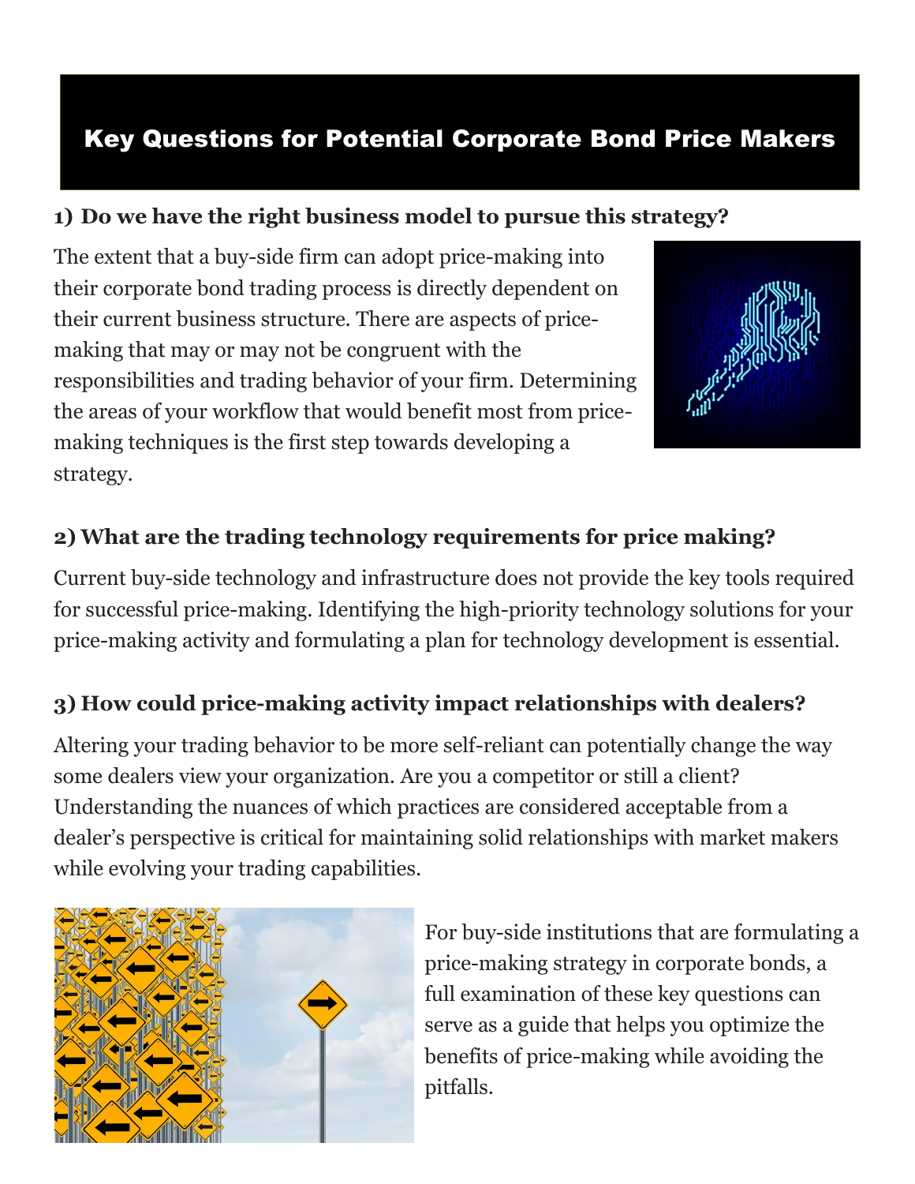## Key Questions for Potential Corporate Bond Price Makers

### 1) Do we have the right business model to pursue this strategy?

The extent that a buy-side firm can adopt price-making into their corporate bond trading process is directly dependent on their current business structure. There are aspects of price-making that may or may not be congruent with the responsibilities and trading behavior of your firm. Determining the areas of your workflow that would benefit most from price-making techniques is the first step towards developing a strategy.

### 2) What are the trading technology requirements for price making?

Current buy-side technology and infrastructure does not provide the key tools required for successful price-making. Identifying the high-priority technology solutions for your price-making activity and formulating a plan for technology development is essential.

### 3) How could price-making activity impact relationships with dealers?

Altering your trading behavior to be more self-reliant can potentially change the way some dealers view your organization. Are you a competitor or still a client? Understanding the nuances of which practices are considered acceptable from a dealer's perspective is critical for maintaining solid relationships with market makers while evolving your trading capabilities.

For buy-side institutions that are formulating a price-making strategy in corporate bonds, a full examination of these key questions can serve as a guide that helps you optimize the benefits of price-making while avoiding the pitfalls.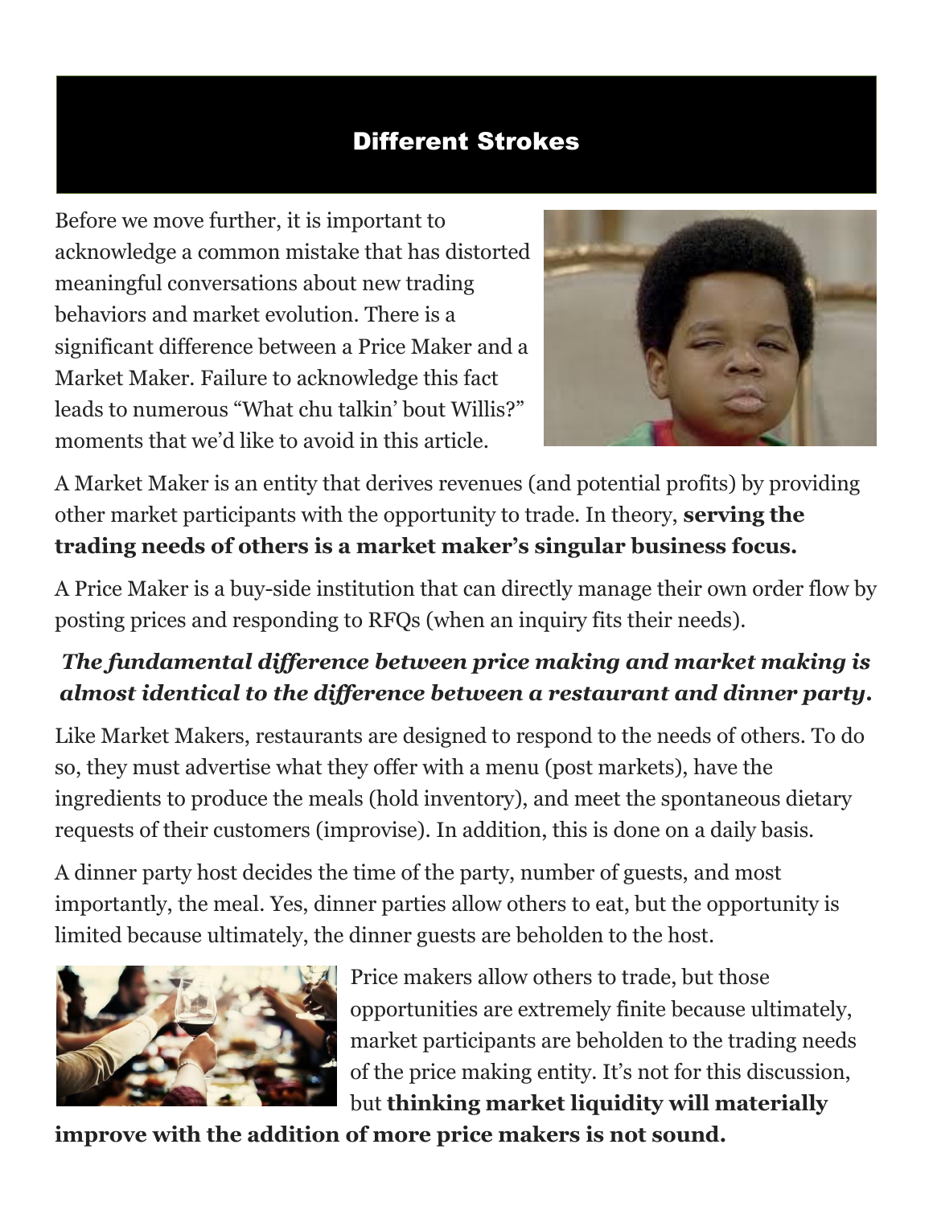## Different Strokes

Before we move further, it is important to acknowledge a common mistake that has distorted meaningful conversations about new trading behaviors and market evolution. There is a significant difference between a Price Maker and a Market Maker. Failure to acknowledge this fact leads to numerous "What chu talkin' bout Willis?" moments that we'd like to avoid in this article.

A Market Maker is an entity that derives revenues (and potential profits) by providing other market participants with the opportunity to trade. In theory, **serving the trading needs of others is a market maker's singular business focus.**

A Price Maker is a buy-side institution that can directly manage their own order flow by posting prices and responding to RFQs (when an inquiry fits their needs).

***The fundamental difference between price making and market making is almost identical to the difference between a restaurant and dinner party.***

Like Market Makers, restaurants are designed to respond to the needs of others. To do so, they must advertise what they offer with a menu (post markets), have the ingredients to produce the meals (hold inventory), and meet the spontaneous dietary requests of their customers (improvise). In addition, this is done on a daily basis.

A dinner party host decides the time of the party, number of guests, and most importantly, the meal. Yes, dinner parties allow others to eat, but the opportunity is limited because ultimately, the dinner guests are beholden to the host.

Price makers allow others to trade, but those opportunities are extremely finite because ultimately, market participants are beholden to the trading needs of the price making entity. It's not for this discussion, but **thinking market liquidity will materially improve with the addition of more price makers is not sound.**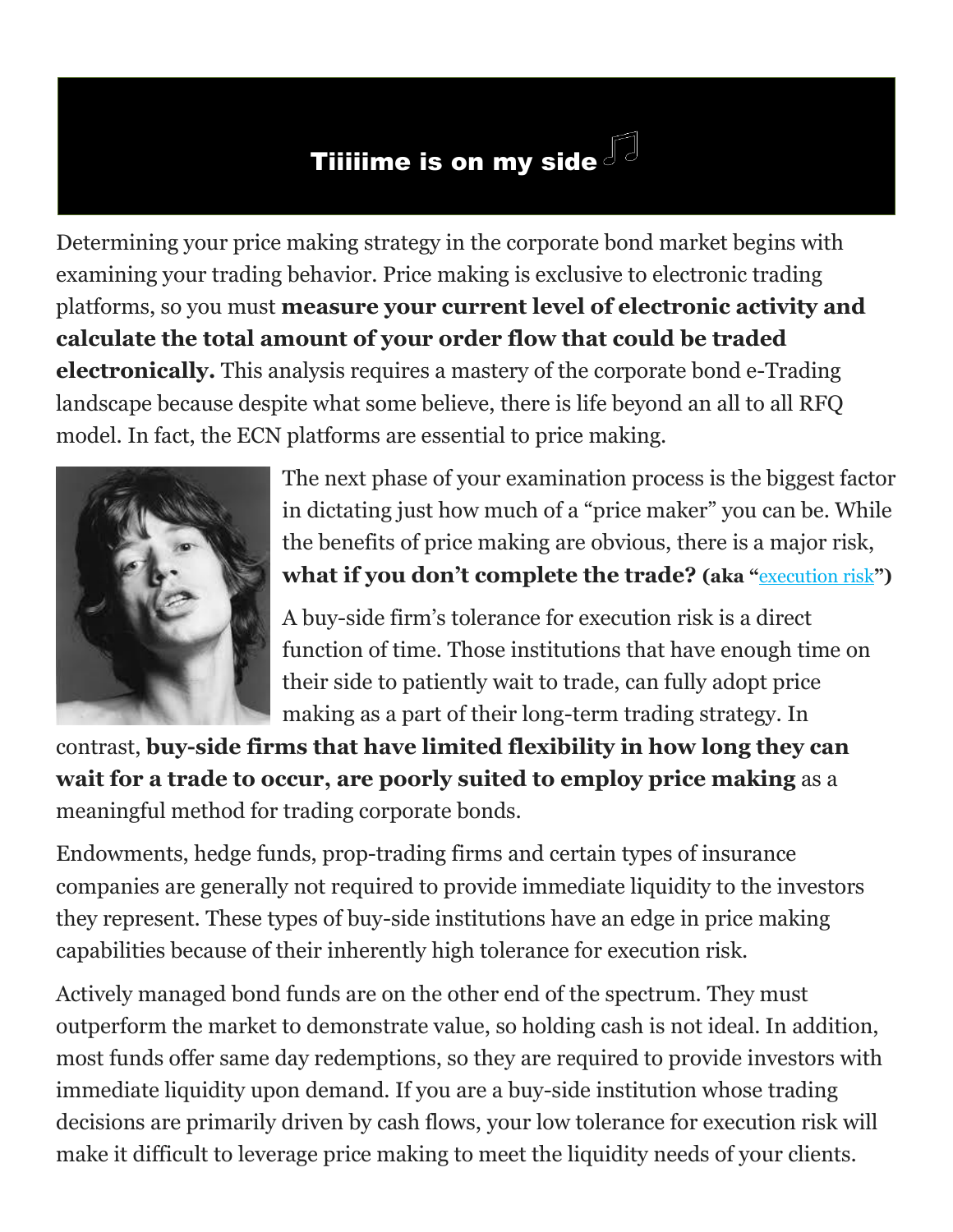# Tiiiiime is on my side ♫

Determining your price making strategy in the corporate bond market begins with examining your trading behavior. Price making is exclusive to electronic trading platforms, so you must **measure your current level of electronic activity and calculate the total amount of your order flow that could be traded electronically.** This analysis requires a mastery of the corporate bond e-Trading landscape because despite what some believe, there is life beyond an all to all RFQ model. In fact, the ECN platforms are essential to price making.

The next phase of your examination process is the biggest factor in dictating just how much of a "price maker" you can be. While the benefits of price making are obvious, there is a major risk, **what if you don't complete the trade? (aka "execution risk")**

A buy-side firm's tolerance for execution risk is a direct function of time. Those institutions that have enough time on their side to patiently wait to trade, can fully adopt price making as a part of their long-term trading strategy. In contrast, **buy-side firms that have limited flexibility in how long they can wait for a trade to occur, are poorly suited to employ price making** as a meaningful method for trading corporate bonds.

Endowments, hedge funds, prop-trading firms and certain types of insurance companies are generally not required to provide immediate liquidity to the investors they represent. These types of buy-side institutions have an edge in price making capabilities because of their inherently high tolerance for execution risk.

Actively managed bond funds are on the other end of the spectrum. They must outperform the market to demonstrate value, so holding cash is not ideal. In addition, most funds offer same day redemptions, so they are required to provide investors with immediate liquidity upon demand. If you are a buy-side institution whose trading decisions are primarily driven by cash flows, your low tolerance for execution risk will make it difficult to leverage price making to meet the liquidity needs of your clients.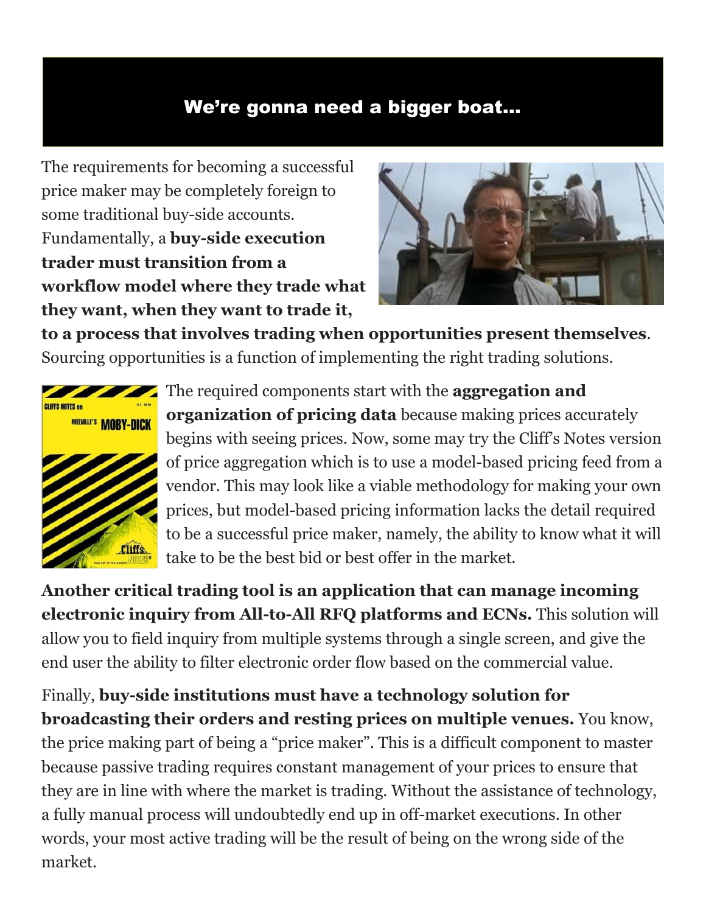## We're gonna need a bigger boat…

The requirements for becoming a successful price maker may be completely foreign to some traditional buy-side accounts. Fundamentally, a **buy-side execution trader must transition from a workflow model where they trade what they want, when they want to trade it, to a process that involves trading when opportunities present themselves**. Sourcing opportunities is a function of implementing the right trading solutions.

The required components start with the **aggregation and organization of pricing data** because making prices accurately begins with seeing prices. Now, some may try the Cliff's Notes version of price aggregation which is to use a model-based pricing feed from a vendor. This may look like a viable methodology for making your own prices, but model-based pricing information lacks the detail required to be a successful price maker, namely, the ability to know what it will take to be the best bid or best offer in the market.

**Another critical trading tool is an application that can manage incoming electronic inquiry from All-to-All RFQ platforms and ECNs.** This solution will allow you to field inquiry from multiple systems through a single screen, and give the end user the ability to filter electronic order flow based on the commercial value.

Finally, **buy-side institutions must have a technology solution for broadcasting their orders and resting prices on multiple venues.** You know, the price making part of being a "price maker". This is a difficult component to master because passive trading requires constant management of your prices to ensure that they are in line with where the market is trading. Without the assistance of technology, a fully manual process will undoubtedly end up in off-market executions. In other words, your most active trading will be the result of being on the wrong side of the market.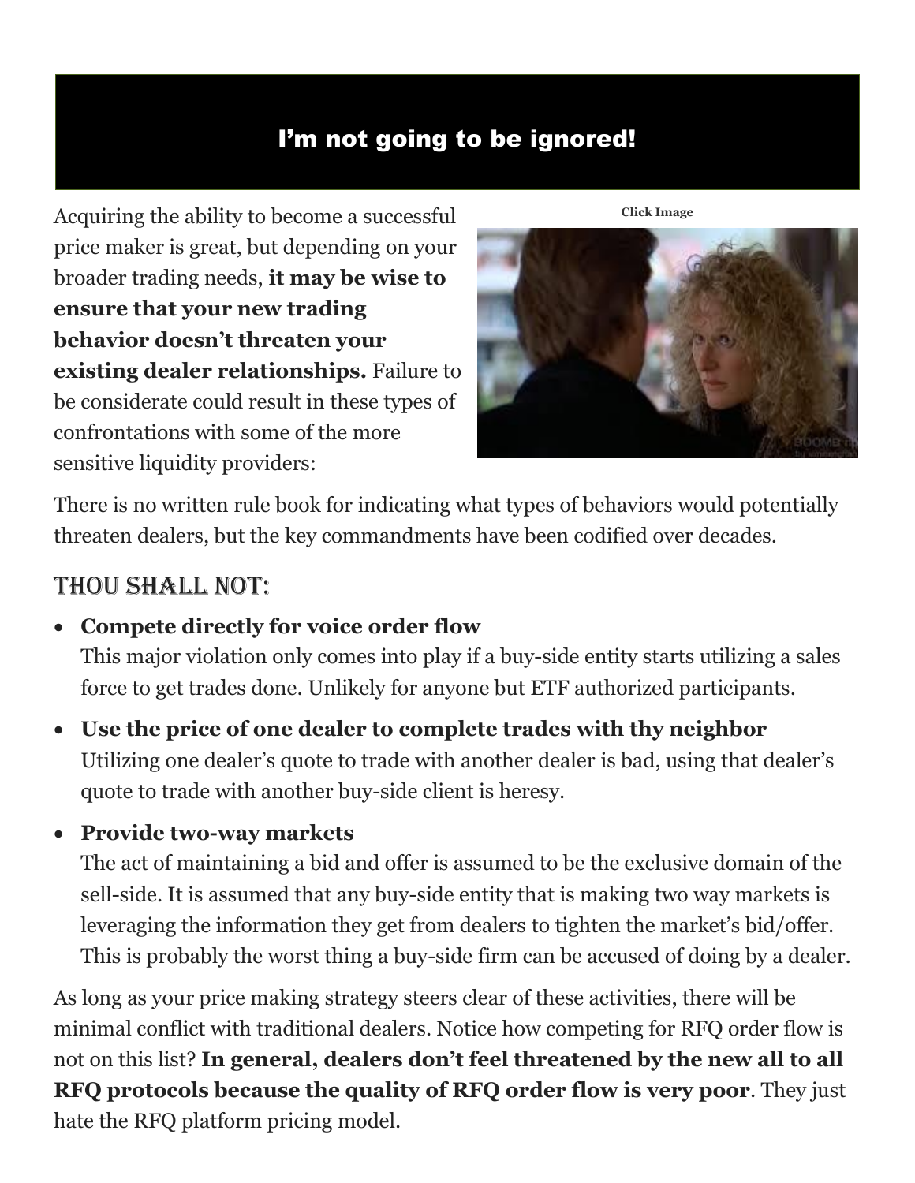## I'm not going to be ignored!

Acquiring the ability to become a successful price maker is great, but depending on your broader trading needs, **it may be wise to ensure that your new trading behavior doesn't threaten your existing dealer relationships.** Failure to be considerate could result in these types of confrontations with some of the more sensitive liquidity providers:

**Click Image**

There is no written rule book for indicating what types of behaviors would potentially threaten dealers, but the key commandments have been codified over decades.

### Thou Shall Not:

- **Compete directly for voice order flow**
  This major violation only comes into play if a buy-side entity starts utilizing a sales force to get trades done. Unlikely for anyone but ETF authorized participants.
- **Use the price of one dealer to complete trades with thy neighbor**
  Utilizing one dealer's quote to trade with another dealer is bad, using that dealer's quote to trade with another buy-side client is heresy.
- **Provide two-way markets**
  The act of maintaining a bid and offer is assumed to be the exclusive domain of the sell-side. It is assumed that any buy-side entity that is making two way markets is leveraging the information they get from dealers to tighten the market's bid/offer. This is probably the worst thing a buy-side firm can be accused of doing by a dealer.

As long as your price making strategy steers clear of these activities, there will be minimal conflict with traditional dealers. Notice how competing for RFQ order flow is not on this list? **In general, dealers don't feel threatened by the new all to all RFQ protocols because the quality of RFQ order flow is very poor**. They just hate the RFQ platform pricing model.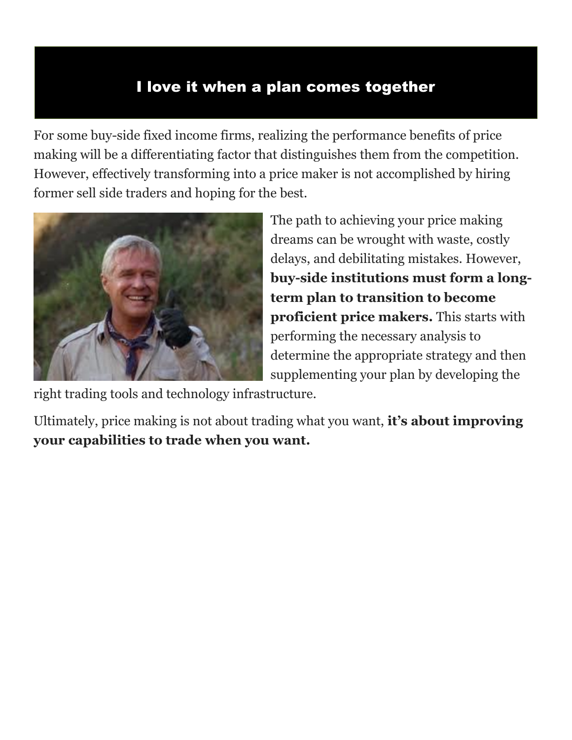## I love it when a plan comes together

For some buy-side fixed income firms, realizing the performance benefits of price making will be a differentiating factor that distinguishes them from the competition. However, effectively transforming into a price maker is not accomplished by hiring former sell side traders and hoping for the best.

The path to achieving your price making dreams can be wrought with waste, costly delays, and debilitating mistakes. However, **buy-side institutions must form a long-term plan to transition to become proficient price makers.** This starts with performing the necessary analysis to determine the appropriate strategy and then supplementing your plan by developing the right trading tools and technology infrastructure.

Ultimately, price making is not about trading what you want, **it's about improving your capabilities to trade when you want.**